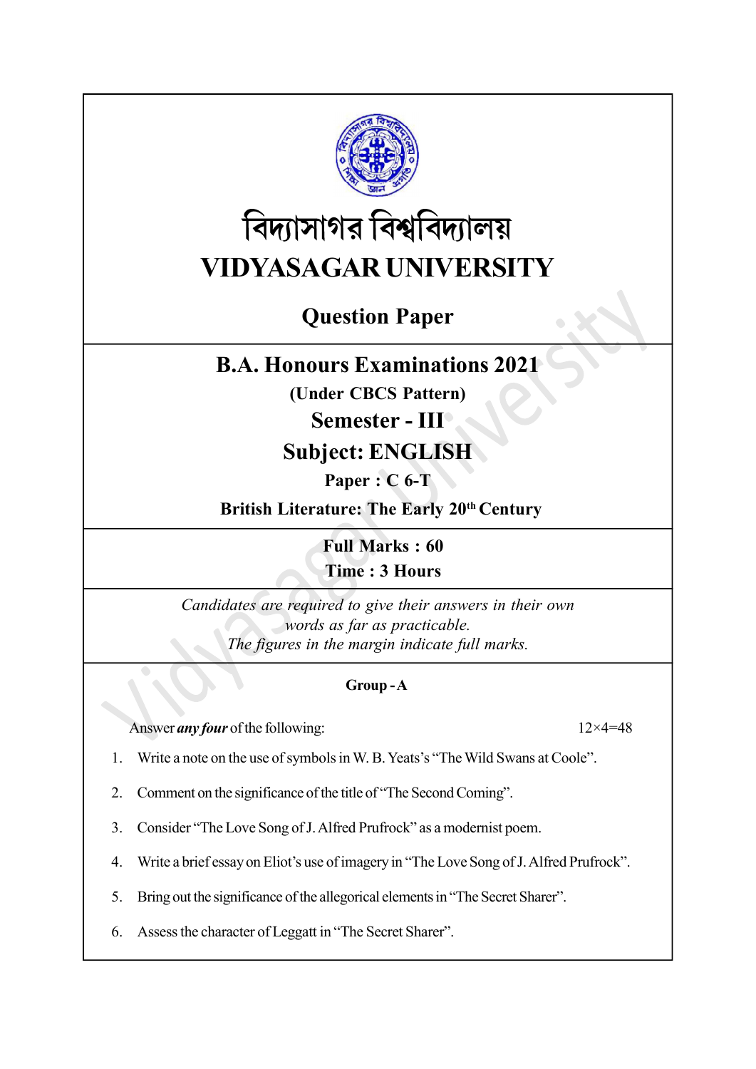# বিদ্যাসাগর বিশ্ববিদ্যালয়
# VIDYASAGAR UNIVERSITY

## Question Paper

## B.A. Honours Examinations 2021

**(Under CBCS Pattern)**

## Semester - III

## Subject: ENGLISH

**Paper : C 6-T**

**British Literature: The Early 20th Century**

**Full Marks : 60**

**Time : 3 Hours**

*Candidates are required to give their answers in their own words as far as practicable.*
*The figures in the margin indicate full marks.*

### Group - A

Answer ***any four*** of the following: 12×4=48

1. Write a note on the use of symbols in W. B. Yeats's "The Wild Swans at Coole".
2. Comment on the significance of the title of "The Second Coming".
3. Consider "The Love Song of J. Alfred Prufrock" as a modernist poem.
4. Write a brief essay on Eliot's use of imagery in "The Love Song of J. Alfred Prufrock".
5. Bring out the significance of the allegorical elements in "The Secret Sharer".
6. Assess the character of Leggatt in "The Secret Sharer".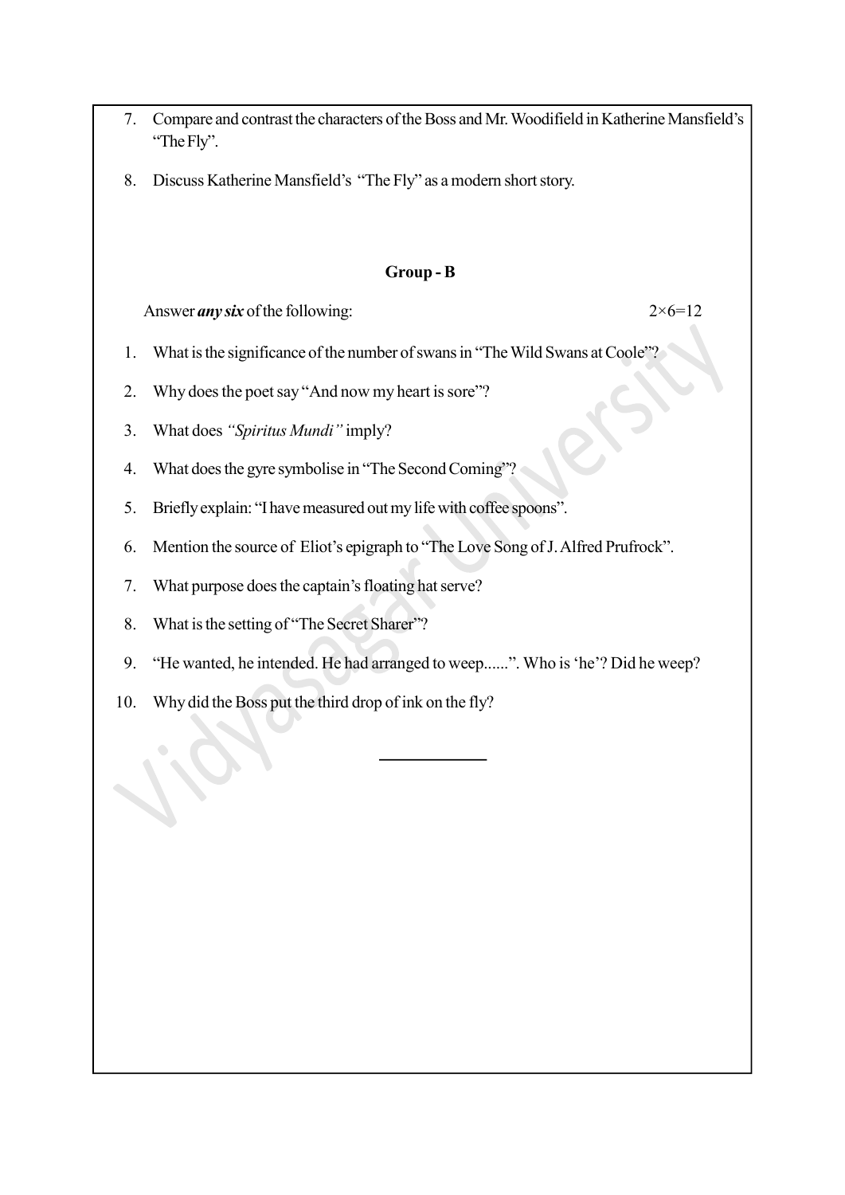7. Compare and contrast the characters of the Boss and Mr. Woodifield in Katherine Mansfield's "The Fly".

8. Discuss Katherine Mansfield's "The Fly" as a modern short story.

## Group - B

Answer ***any six*** of the following: 2×6=12

1. What is the significance of the number of swans in "The Wild Swans at Coole"?
2. Why does the poet say "And now my heart is sore"?
3. What does *"Spiritus Mundi"* imply?
4. What does the gyre symbolise in "The Second Coming"?
5. Briefly explain: "I have measured out my life with coffee spoons".
6. Mention the source of Eliot's epigraph to "The Love Song of J. Alfred Prufrock".
7. What purpose does the captain's floating hat serve?
8. What is the setting of "The Secret Sharer"?
9. "He wanted, he intended. He had arranged to weep......". Who is 'he'? Did he weep?
10. Why did the Boss put the third drop of ink on the fly?